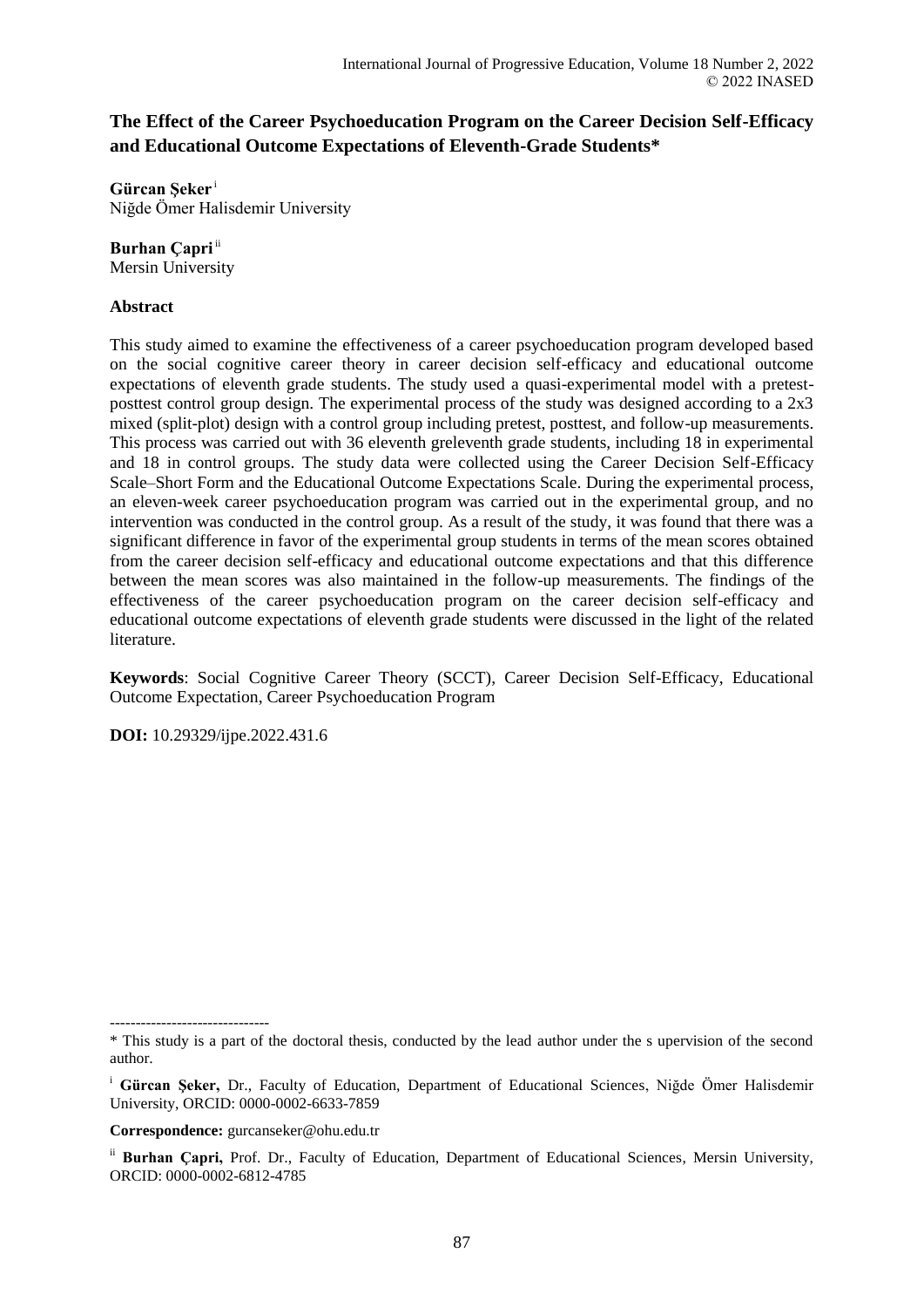# The Effect of the Career Psychoeducation Program on the Career Decision Self-Efficacy and Educational Outcome Expectations of Eleventh-Grade Students*

**Gürcan Şeker** [i]
Niğde Ömer Halisdemir University

**Burhan Çapri** [ii]
Mersin University

## Abstract

This study aimed to examine the effectiveness of a career psychoeducation program developed based on the social cognitive career theory in career decision self-efficacy and educational outcome expectations of eleventh grade students. The study used a quasi-experimental model with a pretest-posttest control group design. The experimental process of the study was designed according to a 2x3 mixed (split-plot) design with a control group including pretest, posttest, and follow-up measurements. This process was carried out with 36 eleventh greleventh grade students, including 18 in experimental and 18 in control groups. The study data were collected using the Career Decision Self-Efficacy Scale–Short Form and the Educational Outcome Expectations Scale. During the experimental process, an eleven-week career psychoeducation program was carried out in the experimental group, and no intervention was conducted in the control group. As a result of the study, it was found that there was a significant difference in favor of the experimental group students in terms of the mean scores obtained from the career decision self-efficacy and educational outcome expectations and that this difference between the mean scores was also maintained in the follow-up measurements. The findings of the effectiveness of the career psychoeducation program on the career decision self-efficacy and educational outcome expectations of eleventh grade students were discussed in the light of the related literature.

**Keywords**: Social Cognitive Career Theory (SCCT), Career Decision Self-Efficacy, Educational Outcome Expectation, Career Psychoeducation Program

**DOI:** 10.29329/ijpe.2022.431.6

-------------------------------

* This study is a part of the doctoral thesis, conducted by the lead author under the s upervision of the second author.

[i] **Gürcan Şeker,** Dr., Faculty of Education, Department of Educational Sciences, Niğde Ömer Halisdemir University, ORCID: 0000-0002-6633-7859

**Correspondence:** gurcanseker@ohu.edu.tr

[ii] **Burhan Çapri,** Prof. Dr., Faculty of Education, Department of Educational Sciences, Mersin University, ORCID: 0000-0002-6812-4785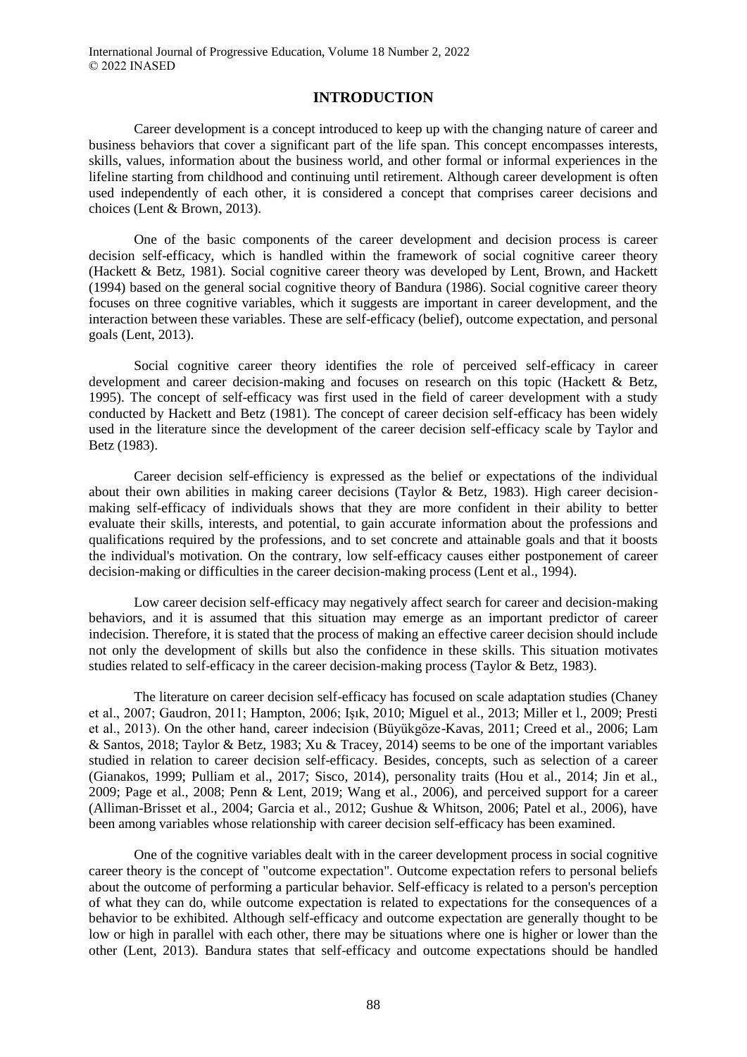## INTRODUCTION

Career development is a concept introduced to keep up with the changing nature of career and business behaviors that cover a significant part of the life span. This concept encompasses interests, skills, values, information about the business world, and other formal or informal experiences in the lifeline starting from childhood and continuing until retirement. Although career development is often used independently of each other, it is considered a concept that comprises career decisions and choices (Lent & Brown, 2013).

One of the basic components of the career development and decision process is career decision self-efficacy, which is handled within the framework of social cognitive career theory (Hackett & Betz, 1981). Social cognitive career theory was developed by Lent, Brown, and Hackett (1994) based on the general social cognitive theory of Bandura (1986). Social cognitive career theory focuses on three cognitive variables, which it suggests are important in career development, and the interaction between these variables. These are self-efficacy (belief), outcome expectation, and personal goals (Lent, 2013).

Social cognitive career theory identifies the role of perceived self-efficacy in career development and career decision-making and focuses on research on this topic (Hackett & Betz, 1995). The concept of self-efficacy was first used in the field of career development with a study conducted by Hackett and Betz (1981). The concept of career decision self-efficacy has been widely used in the literature since the development of the career decision self-efficacy scale by Taylor and Betz (1983).

Career decision self-efficiency is expressed as the belief or expectations of the individual about their own abilities in making career decisions (Taylor & Betz, 1983). High career decision-making self-efficacy of individuals shows that they are more confident in their ability to better evaluate their skills, interests, and potential, to gain accurate information about the professions and qualifications required by the professions, and to set concrete and attainable goals and that it boosts the individual's motivation. On the contrary, low self-efficacy causes either postponement of career decision-making or difficulties in the career decision-making process (Lent et al., 1994).

Low career decision self-efficacy may negatively affect search for career and decision-making behaviors, and it is assumed that this situation may emerge as an important predictor of career indecision. Therefore, it is stated that the process of making an effective career decision should include not only the development of skills but also the confidence in these skills. This situation motivates studies related to self-efficacy in the career decision-making process (Taylor & Betz, 1983).

The literature on career decision self-efficacy has focused on scale adaptation studies (Chaney et al., 2007; Gaudron, 2011; Hampton, 2006; Işık, 2010; Miguel et al., 2013; Miller et l., 2009; Presti et al., 2013). On the other hand, career indecision (Büyükgöze-Kavas, 2011; Creed et al., 2006; Lam & Santos, 2018; Taylor & Betz, 1983; Xu & Tracey, 2014) seems to be one of the important variables studied in relation to career decision self-efficacy. Besides, concepts, such as selection of a career (Gianakos, 1999; Pulliam et al., 2017; Sisco, 2014), personality traits (Hou et al., 2014; Jin et al., 2009; Page et al., 2008; Penn & Lent, 2019; Wang et al., 2006), and perceived support for a career (Alliman-Brisset et al., 2004; Garcia et al., 2012; Gushue & Whitson, 2006; Patel et al., 2006), have been among variables whose relationship with career decision self-efficacy has been examined.

One of the cognitive variables dealt with in the career development process in social cognitive career theory is the concept of "outcome expectation". Outcome expectation refers to personal beliefs about the outcome of performing a particular behavior. Self-efficacy is related to a person's perception of what they can do, while outcome expectation is related to expectations for the consequences of a behavior to be exhibited. Although self-efficacy and outcome expectation are generally thought to be low or high in parallel with each other, there may be situations where one is higher or lower than the other (Lent, 2013). Bandura states that self-efficacy and outcome expectations should be handled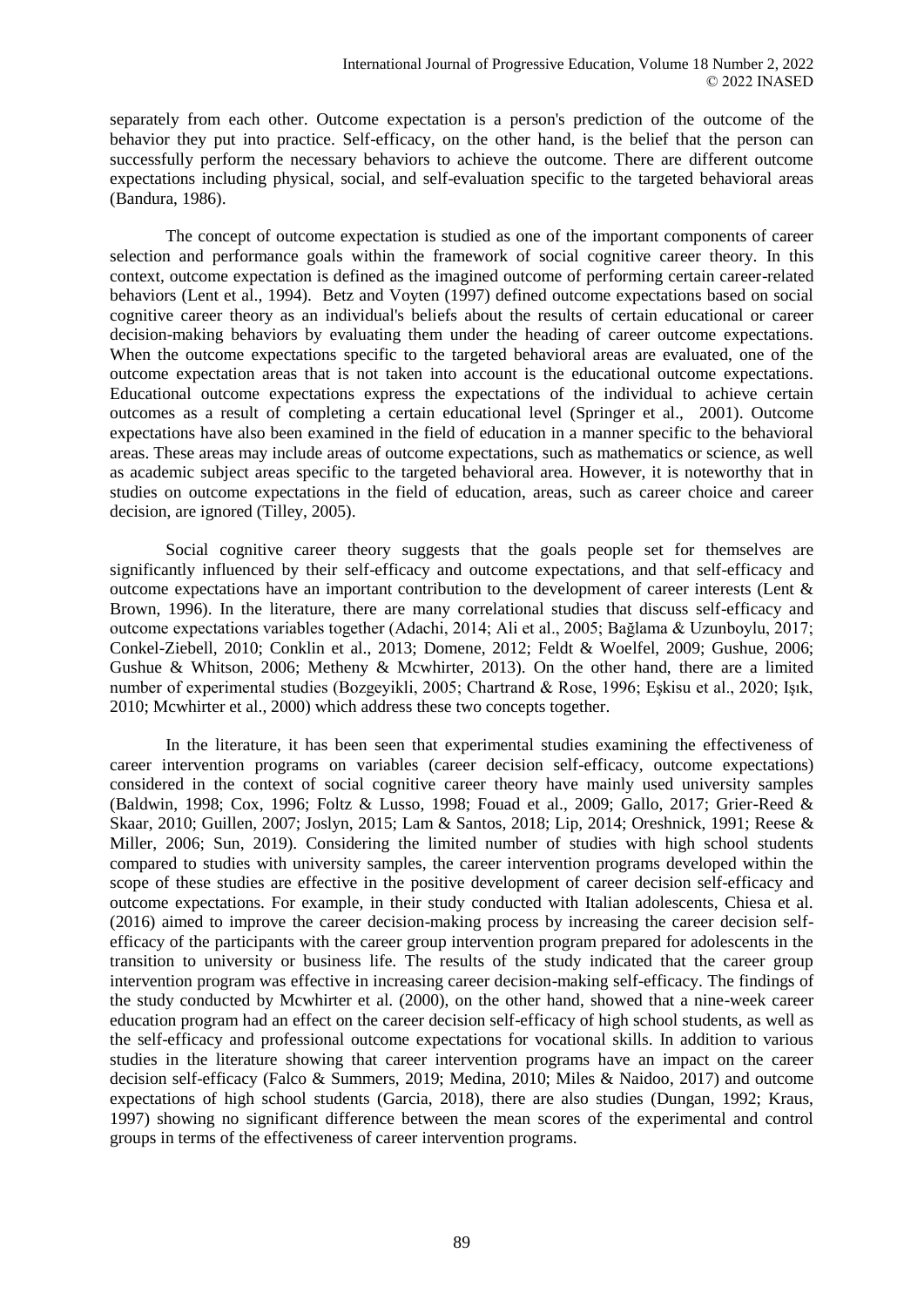separately from each other. Outcome expectation is a person's prediction of the outcome of the behavior they put into practice. Self-efficacy, on the other hand, is the belief that the person can successfully perform the necessary behaviors to achieve the outcome. There are different outcome expectations including physical, social, and self-evaluation specific to the targeted behavioral areas (Bandura, 1986).

The concept of outcome expectation is studied as one of the important components of career selection and performance goals within the framework of social cognitive career theory. In this context, outcome expectation is defined as the imagined outcome of performing certain career-related behaviors (Lent et al., 1994). Betz and Voyten (1997) defined outcome expectations based on social cognitive career theory as an individual's beliefs about the results of certain educational or career decision-making behaviors by evaluating them under the heading of career outcome expectations. When the outcome expectations specific to the targeted behavioral areas are evaluated, one of the outcome expectation areas that is not taken into account is the educational outcome expectations. Educational outcome expectations express the expectations of the individual to achieve certain outcomes as a result of completing a certain educational level (Springer et al., 2001). Outcome expectations have also been examined in the field of education in a manner specific to the behavioral areas. These areas may include areas of outcome expectations, such as mathematics or science, as well as academic subject areas specific to the targeted behavioral area. However, it is noteworthy that in studies on outcome expectations in the field of education, areas, such as career choice and career decision, are ignored (Tilley, 2005).

Social cognitive career theory suggests that the goals people set for themselves are significantly influenced by their self-efficacy and outcome expectations, and that self-efficacy and outcome expectations have an important contribution to the development of career interests (Lent & Brown, 1996). In the literature, there are many correlational studies that discuss self-efficacy and outcome expectations variables together (Adachi, 2014; Ali et al., 2005; Bağlama & Uzunboylu, 2017; Conkel-Ziebell, 2010; Conklin et al., 2013; Domene, 2012; Feldt & Woelfel, 2009; Gushue, 2006; Gushue & Whitson, 2006; Metheny & Mcwhirter, 2013). On the other hand, there are a limited number of experimental studies (Bozgeyikli, 2005; Chartrand & Rose, 1996; Eşkisu et al., 2020; Işık, 2010; Mcwhirter et al., 2000) which address these two concepts together.

In the literature, it has been seen that experimental studies examining the effectiveness of career intervention programs on variables (career decision self-efficacy, outcome expectations) considered in the context of social cognitive career theory have mainly used university samples (Baldwin, 1998; Cox, 1996; Foltz & Lusso, 1998; Fouad et al., 2009; Gallo, 2017; Grier-Reed & Skaar, 2010; Guillen, 2007; Joslyn, 2015; Lam & Santos, 2018; Lip, 2014; Oreshnick, 1991; Reese & Miller, 2006; Sun, 2019). Considering the limited number of studies with high school students compared to studies with university samples, the career intervention programs developed within the scope of these studies are effective in the positive development of career decision self-efficacy and outcome expectations. For example, in their study conducted with Italian adolescents, Chiesa et al. (2016) aimed to improve the career decision-making process by increasing the career decision self-efficacy of the participants with the career group intervention program prepared for adolescents in the transition to university or business life. The results of the study indicated that the career group intervention program was effective in increasing career decision-making self-efficacy. The findings of the study conducted by Mcwhirter et al. (2000), on the other hand, showed that a nine-week career education program had an effect on the career decision self-efficacy of high school students, as well as the self-efficacy and professional outcome expectations for vocational skills. In addition to various studies in the literature showing that career intervention programs have an impact on the career decision self-efficacy (Falco & Summers, 2019; Medina, 2010; Miles & Naidoo, 2017) and outcome expectations of high school students (Garcia, 2018), there are also studies (Dungan, 1992; Kraus, 1997) showing no significant difference between the mean scores of the experimental and control groups in terms of the effectiveness of career intervention programs.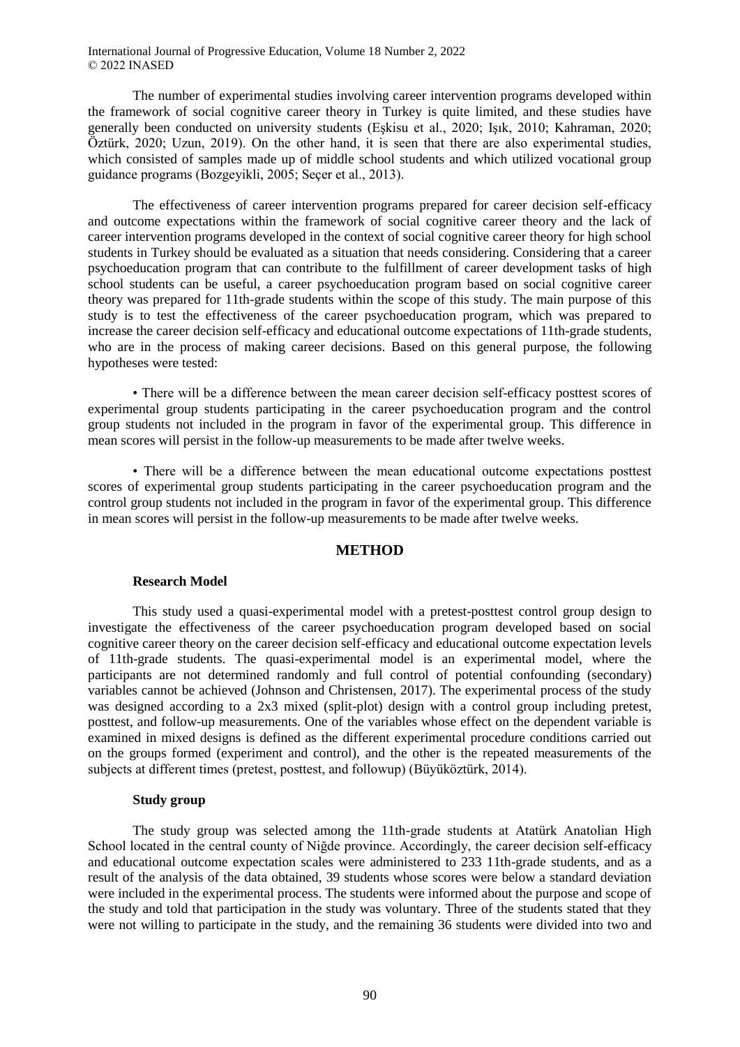The number of experimental studies involving career intervention programs developed within the framework of social cognitive career theory in Turkey is quite limited, and these studies have generally been conducted on university students (Eşkisu et al., 2020; Işık, 2010; Kahraman, 2020; Öztürk, 2020; Uzun, 2019). On the other hand, it is seen that there are also experimental studies, which consisted of samples made up of middle school students and which utilized vocational group guidance programs (Bozgeyikli, 2005; Seçer et al., 2013).

The effectiveness of career intervention programs prepared for career decision self-efficacy and outcome expectations within the framework of social cognitive career theory and the lack of career intervention programs developed in the context of social cognitive career theory for high school students in Turkey should be evaluated as a situation that needs considering. Considering that a career psychoeducation program that can contribute to the fulfillment of career development tasks of high school students can be useful, a career psychoeducation program based on social cognitive career theory was prepared for 11th-grade students within the scope of this study. The main purpose of this study is to test the effectiveness of the career psychoeducation program, which was prepared to increase the career decision self-efficacy and educational outcome expectations of 11th-grade students, who are in the process of making career decisions. Based on this general purpose, the following hypotheses were tested:

- There will be a difference between the mean career decision self-efficacy posttest scores of experimental group students participating in the career psychoeducation program and the control group students not included in the program in favor of the experimental group. This difference in mean scores will persist in the follow-up measurements to be made after twelve weeks.

- There will be a difference between the mean educational outcome expectations posttest scores of experimental group students participating in the career psychoeducation program and the control group students not included in the program in favor of the experimental group. This difference in mean scores will persist in the follow-up measurements to be made after twelve weeks.

## METHOD

### Research Model

This study used a quasi-experimental model with a pretest-posttest control group design to investigate the effectiveness of the career psychoeducation program developed based on social cognitive career theory on the career decision self-efficacy and educational outcome expectation levels of 11th-grade students. The quasi-experimental model is an experimental model, where the participants are not determined randomly and full control of potential confounding (secondary) variables cannot be achieved (Johnson and Christensen, 2017). The experimental process of the study was designed according to a 2x3 mixed (split-plot) design with a control group including pretest, posttest, and follow-up measurements. One of the variables whose effect on the dependent variable is examined in mixed designs is defined as the different experimental procedure conditions carried out on the groups formed (experiment and control), and the other is the repeated measurements of the subjects at different times (pretest, posttest, and followup) (Büyüköztürk, 2014).

### Study group

The study group was selected among the 11th-grade students at Atatürk Anatolian High School located in the central county of Niğde province. Accordingly, the career decision self-efficacy and educational outcome expectation scales were administered to 233 11th-grade students, and as a result of the analysis of the data obtained, 39 students whose scores were below a standard deviation were included in the experimental process. The students were informed about the purpose and scope of the study and told that participation in the study was voluntary. Three of the students stated that they were not willing to participate in the study, and the remaining 36 students were divided into two and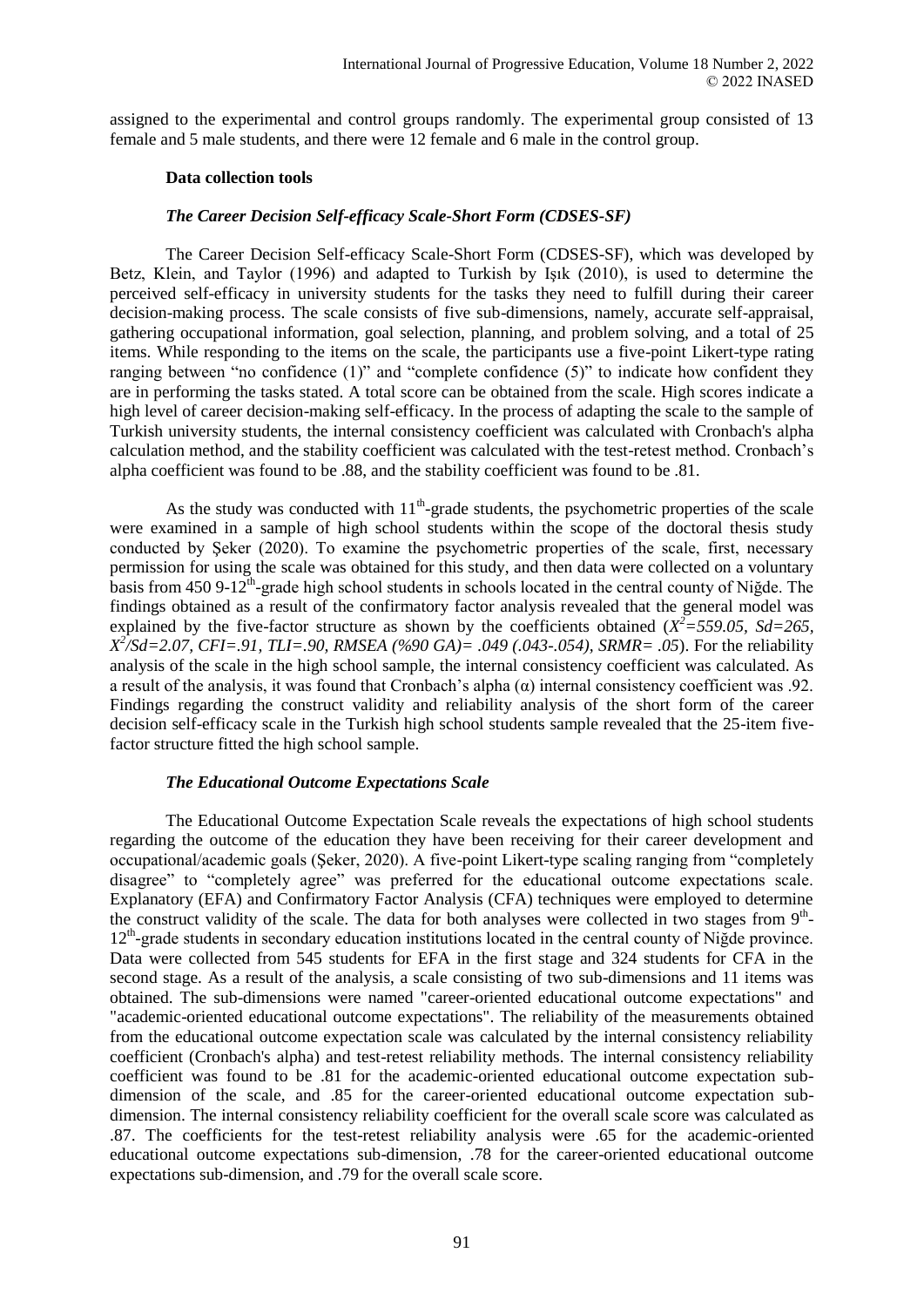assigned to the experimental and control groups randomly. The experimental group consisted of 13 female and 5 male students, and there were 12 female and 6 male in the control group.

### Data collection tools

#### *The Career Decision Self-efficacy Scale-Short Form (CDSES-SF)*

The Career Decision Self-efficacy Scale-Short Form (CDSES-SF), which was developed by Betz, Klein, and Taylor (1996) and adapted to Turkish by Işık (2010), is used to determine the perceived self-efficacy in university students for the tasks they need to fulfill during their career decision-making process. The scale consists of five sub-dimensions, namely, accurate self-appraisal, gathering occupational information, goal selection, planning, and problem solving, and a total of 25 items. While responding to the items on the scale, the participants use a five-point Likert-type rating ranging between "no confidence (1)" and "complete confidence (5)" to indicate how confident they are in performing the tasks stated. A total score can be obtained from the scale. High scores indicate a high level of career decision-making self-efficacy. In the process of adapting the scale to the sample of Turkish university students, the internal consistency coefficient was calculated with Cronbach's alpha calculation method, and the stability coefficient was calculated with the test-retest method. Cronbach's alpha coefficient was found to be .88, and the stability coefficient was found to be .81.

As the study was conducted with 11th-grade students, the psychometric properties of the scale were examined in a sample of high school students within the scope of the doctoral thesis study conducted by Şeker (2020). To examine the psychometric properties of the scale, first, necessary permission for using the scale was obtained for this study, and then data were collected on a voluntary basis from 450 9-12th-grade high school students in schools located in the central county of Niğde. The findings obtained as a result of the confirmatory factor analysis revealed that the general model was explained by the five-factor structure as shown by the coefficients obtained (*$X^2$=559.05, Sd=265, $X^2$/Sd=2.07, CFI=.91, TLI=.90, RMSEA (%90 GA)= .049 (.043-.054), SRMR= .05*). For the reliability analysis of the scale in the high school sample, the internal consistency coefficient was calculated. As a result of the analysis, it was found that Cronbach's alpha ($\alpha$) internal consistency coefficient was .92. Findings regarding the construct validity and reliability analysis of the short form of the career decision self-efficacy scale in the Turkish high school students sample revealed that the 25-item five-factor structure fitted the high school sample.

#### *The Educational Outcome Expectations Scale*

The Educational Outcome Expectation Scale reveals the expectations of high school students regarding the outcome of the education they have been receiving for their career development and occupational/academic goals (Şeker, 2020). A five-point Likert-type scaling ranging from "completely disagree" to "completely agree" was preferred for the educational outcome expectations scale. Explanatory (EFA) and Confirmatory Factor Analysis (CFA) techniques were employed to determine the construct validity of the scale. The data for both analyses were collected in two stages from 9th-12th-grade students in secondary education institutions located in the central county of Niğde province. Data were collected from 545 students for EFA in the first stage and 324 students for CFA in the second stage. As a result of the analysis, a scale consisting of two sub-dimensions and 11 items was obtained. The sub-dimensions were named "career-oriented educational outcome expectations" and "academic-oriented educational outcome expectations". The reliability of the measurements obtained from the educational outcome expectation scale was calculated by the internal consistency reliability coefficient (Cronbach's alpha) and test-retest reliability methods. The internal consistency reliability coefficient was found to be .81 for the academic-oriented educational outcome expectation sub-dimension of the scale, and .85 for the career-oriented educational outcome expectation sub-dimension. The internal consistency reliability coefficient for the overall scale score was calculated as .87. The coefficients for the test-retest reliability analysis were .65 for the academic-oriented educational outcome expectations sub-dimension, .78 for the career-oriented educational outcome expectations sub-dimension, and .79 for the overall scale score.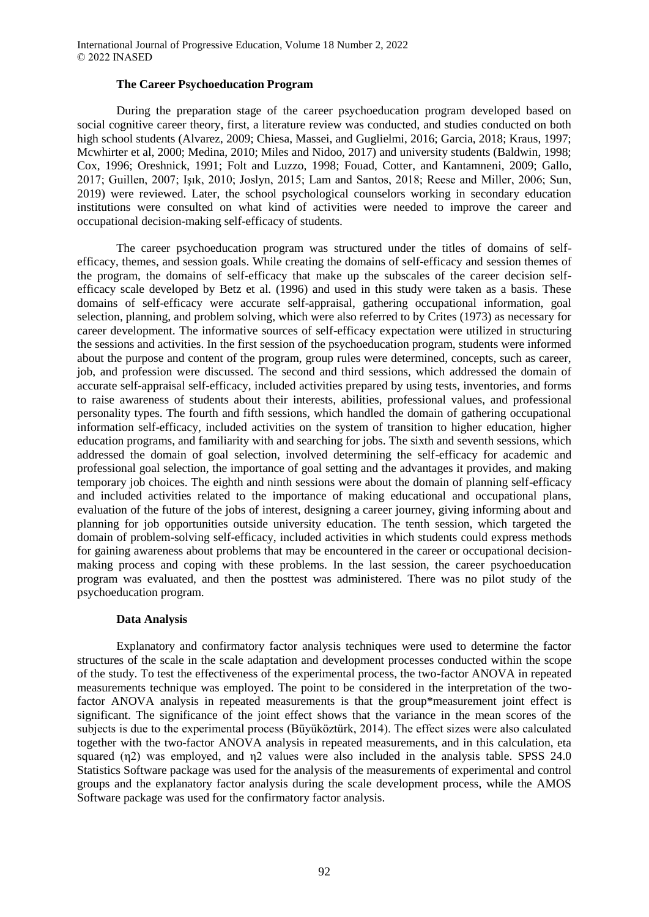### The Career Psychoeducation Program

During the preparation stage of the career psychoeducation program developed based on social cognitive career theory, first, a literature review was conducted, and studies conducted on both high school students (Alvarez, 2009; Chiesa, Massei, and Guglielmi, 2016; Garcia, 2018; Kraus, 1997; Mcwhirter et al, 2000; Medina, 2010; Miles and Nidoo, 2017) and university students (Baldwin, 1998; Cox, 1996; Oreshnick, 1991; Folt and Luzzo, 1998; Fouad, Cotter, and Kantamneni, 2009; Gallo, 2017; Guillen, 2007; Işık, 2010; Joslyn, 2015; Lam and Santos, 2018; Reese and Miller, 2006; Sun, 2019) were reviewed. Later, the school psychological counselors working in secondary education institutions were consulted on what kind of activities were needed to improve the career and occupational decision-making self-efficacy of students.

The career psychoeducation program was structured under the titles of domains of self-efficacy, themes, and session goals. While creating the domains of self-efficacy and session themes of the program, the domains of self-efficacy that make up the subscales of the career decision self-efficacy scale developed by Betz et al. (1996) and used in this study were taken as a basis. These domains of self-efficacy were accurate self-appraisal, gathering occupational information, goal selection, planning, and problem solving, which were also referred to by Crites (1973) as necessary for career development. The informative sources of self-efficacy expectation were utilized in structuring the sessions and activities. In the first session of the psychoeducation program, students were informed about the purpose and content of the program, group rules were determined, concepts, such as career, job, and profession were discussed. The second and third sessions, which addressed the domain of accurate self-appraisal self-efficacy, included activities prepared by using tests, inventories, and forms to raise awareness of students about their interests, abilities, professional values, and professional personality types. The fourth and fifth sessions, which handled the domain of gathering occupational information self-efficacy, included activities on the system of transition to higher education, higher education programs, and familiarity with and searching for jobs. The sixth and seventh sessions, which addressed the domain of goal selection, involved determining the self-efficacy for academic and professional goal selection, the importance of goal setting and the advantages it provides, and making temporary job choices. The eighth and ninth sessions were about the domain of planning self-efficacy and included activities related to the importance of making educational and occupational plans, evaluation of the future of the jobs of interest, designing a career journey, giving informing about and planning for job opportunities outside university education. The tenth session, which targeted the domain of problem-solving self-efficacy, included activities in which students could express methods for gaining awareness about problems that may be encountered in the career or occupational decision-making process and coping with these problems. In the last session, the career psychoeducation program was evaluated, and then the posttest was administered. There was no pilot study of the psychoeducation program.

### Data Analysis

Explanatory and confirmatory factor analysis techniques were used to determine the factor structures of the scale in the scale adaptation and development processes conducted within the scope of the study. To test the effectiveness of the experimental process, the two-factor ANOVA in repeated measurements technique was employed. The point to be considered in the interpretation of the two-factor ANOVA analysis in repeated measurements is that the group*measurement joint effect is significant. The significance of the joint effect shows that the variance in the mean scores of the subjects is due to the experimental process (Büyüköztürk, 2014). The effect sizes were also calculated together with the two-factor ANOVA analysis in repeated measurements, and in this calculation, eta squared ($\eta^2$) was employed, and $\eta^2$ values were also included in the analysis table. SPSS 24.0 Statistics Software package was used for the analysis of the measurements of experimental and control groups and the explanatory factor analysis during the scale development process, while the AMOS Software package was used for the confirmatory factor analysis.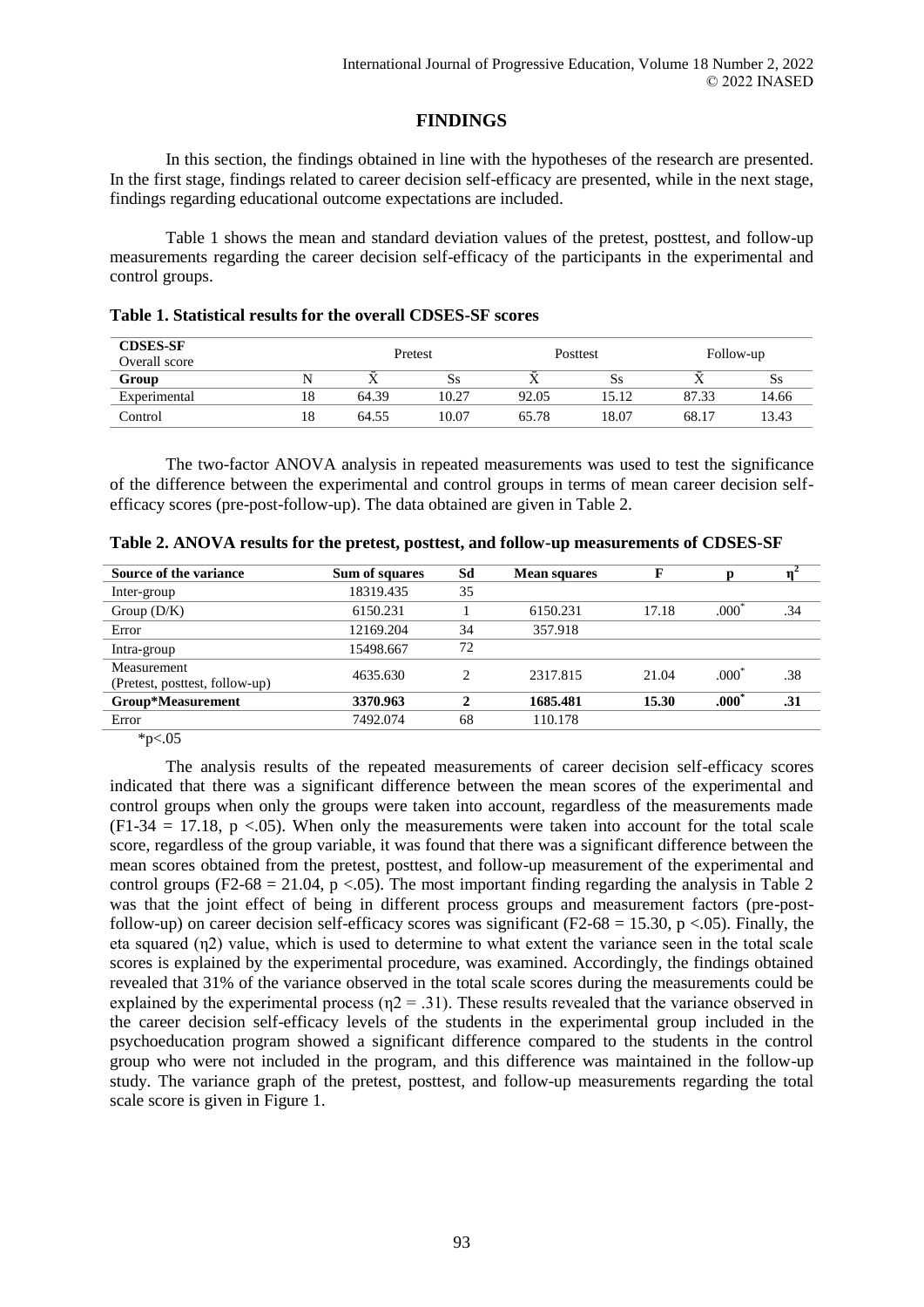## FINDINGS

In this section, the findings obtained in line with the hypotheses of the research are presented. In the first stage, findings related to career decision self-efficacy are presented, while in the next stage, findings regarding educational outcome expectations are included.

Table 1 shows the mean and standard deviation values of the pretest, posttest, and follow-up measurements regarding the career decision self-efficacy of the participants in the experimental and control groups.

**Table 1. Statistical results for the overall CDSES-SF scores**

| **CDSES-SF** Overall score | | Pretest | | Posttest | | Follow-up | |
|---|---|---|---|---|---|---|---|
| **Group** | N | $\bar{X}$ | Ss | $\bar{X}$ | Ss | $\bar{X}$ | Ss |
| Experimental | 18 | 64.39 | 10.27 | 92.05 | 15.12 | 87.33 | 14.66 |
| Control | 18 | 64.55 | 10.07 | 65.78 | 18.07 | 68.17 | 13.43 |

The two-factor ANOVA analysis in repeated measurements was used to test the significance of the difference between the experimental and control groups in terms of mean career decision self-efficacy scores (pre-post-follow-up). The data obtained are given in Table 2.

**Table 2. ANOVA results for the pretest, posttest, and follow-up measurements of CDSES-SF**

| Source of the variance | Sum of squares | Sd | Mean squares | F | p | $\eta^2$ |
|---|---|---|---|---|---|---|
| Inter-group | 18319.435 | 35 | | | | |
| Group (D/K) | 6150.231 | 1 | 6150.231 | 17.18 | .000* | .34 |
| Error | 12169.204 | 34 | 357.918 | | | |
| Intra-group | 15498.667 | 72 | | | | |
| Measurement (Pretest, posttest, follow-up) | 4635.630 | 2 | 2317.815 | 21.04 | .000* | .38 |
| **Group*Measurement** | **3370.963** | **2** | **1685.481** | **15.30** | **.000*** | **.31** |
| Error | 7492.074 | 68 | 110.178 | | | |

*p<.05

The analysis results of the repeated measurements of career decision self-efficacy scores indicated that there was a significant difference between the mean scores of the experimental and control groups when only the groups were taken into account, regardless of the measurements made ($F_{1\text{-}34} = 17.18$, $p < .05$). When only the measurements were taken into account for the total scale score, regardless of the group variable, it was found that there was a significant difference between the mean scores obtained from the pretest, posttest, and follow-up measurement of the experimental and control groups ($F_{2\text{-}68} = 21.04$, $p < .05$). The most important finding regarding the analysis in Table 2 was that the joint effect of being in different process groups and measurement factors (pre-post-follow-up) on career decision self-efficacy scores was significant ($F_{2\text{-}68} = 15.30$, $p < .05$). Finally, the eta squared ($\eta^2$) value, which is used to determine to what extent the variance seen in the total scale scores is explained by the experimental procedure, was examined. Accordingly, the findings obtained revealed that 31% of the variance observed in the total scale scores during the measurements could be explained by the experimental process ($\eta^2 = .31$). These results revealed that the variance observed in the career decision self-efficacy levels of the students in the experimental group included in the psychoeducation program showed a significant difference compared to the students in the control group who were not included in the program, and this difference was maintained in the follow-up study. The variance graph of the pretest, posttest, and follow-up measurements regarding the total scale score is given in Figure 1.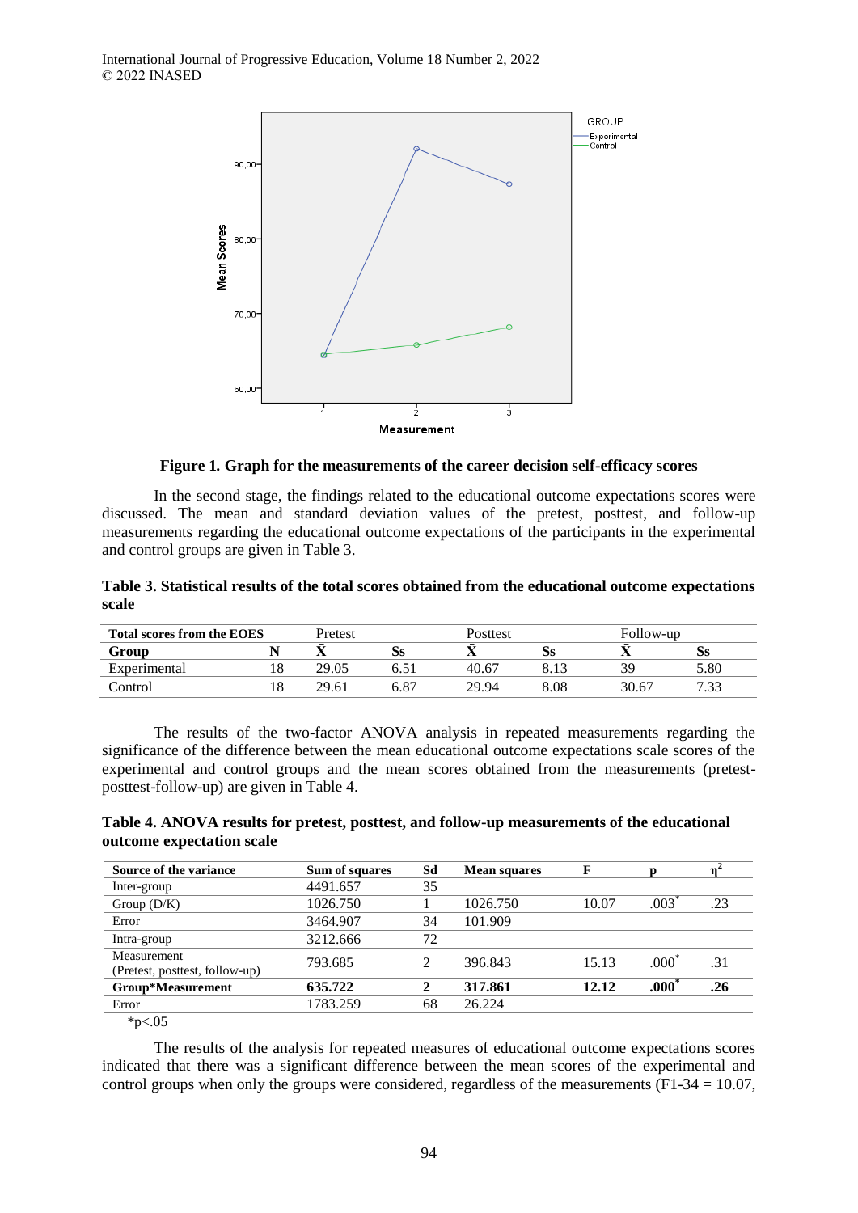**Figure 1. Graph for the measurements of the career decision self-efficacy scores**

In the second stage, the findings related to the educational outcome expectations scores were discussed. The mean and standard deviation values of the pretest, posttest, and follow-up measurements regarding the educational outcome expectations of the participants in the experimental and control groups are given in Table 3.

**Table 3. Statistical results of the total scores obtained from the educational outcome expectations scale**

| **Total scores from the EOES** | | Pretest | | Posttest | | Follow-up | |
|---|---|---|---|---|---|---|---|
| **Group** | **N** | **X̄** | **Ss** | **X̄** | **Ss** | **X̄** | **Ss** |
| Experimental | 18 | 29.05 | 6.51 | 40.67 | 8.13 | 39 | 5.80 |
| Control | 18 | 29.61 | 6.87 | 29.94 | 8.08 | 30.67 | 7.33 |

The results of the two-factor ANOVA analysis in repeated measurements regarding the significance of the difference between the mean educational outcome expectations scale scores of the experimental and control groups and the mean scores obtained from the measurements (pretest-posttest-follow-up) are given in Table 4.

**Table 4. ANOVA results for pretest, posttest, and follow-up measurements of the educational outcome expectation scale**

| **Source of the variance** | **Sum of squares** | **Sd** | **Mean squares** | **F** | **p** | **$\eta^2$** |
|---|---|---|---|---|---|---|
| Inter-group | 4491.657 | 35 | | | | |
| Group (D/K) | 1026.750 | 1 | 1026.750 | 10.07 | .003* | .23 |
| Error | 3464.907 | 34 | 101.909 | | | |
| Intra-group | 3212.666 | 72 | | | | |
| Measurement (Pretest, posttest, follow-up) | 793.685 | 2 | 396.843 | 15.13 | .000* | .31 |
| **Group*Measurement** | **635.722** | **2** | **317.861** | **12.12** | **.000*** | **.26** |
| Error | 1783.259 | 68 | 26.224 | | | |

*p<.05

The results of the analysis for repeated measures of educational outcome expectations scores indicated that there was a significant difference between the mean scores of the experimental and control groups when only the groups were considered, regardless of the measurements ($F_{1\text{-}34} = 10.07$,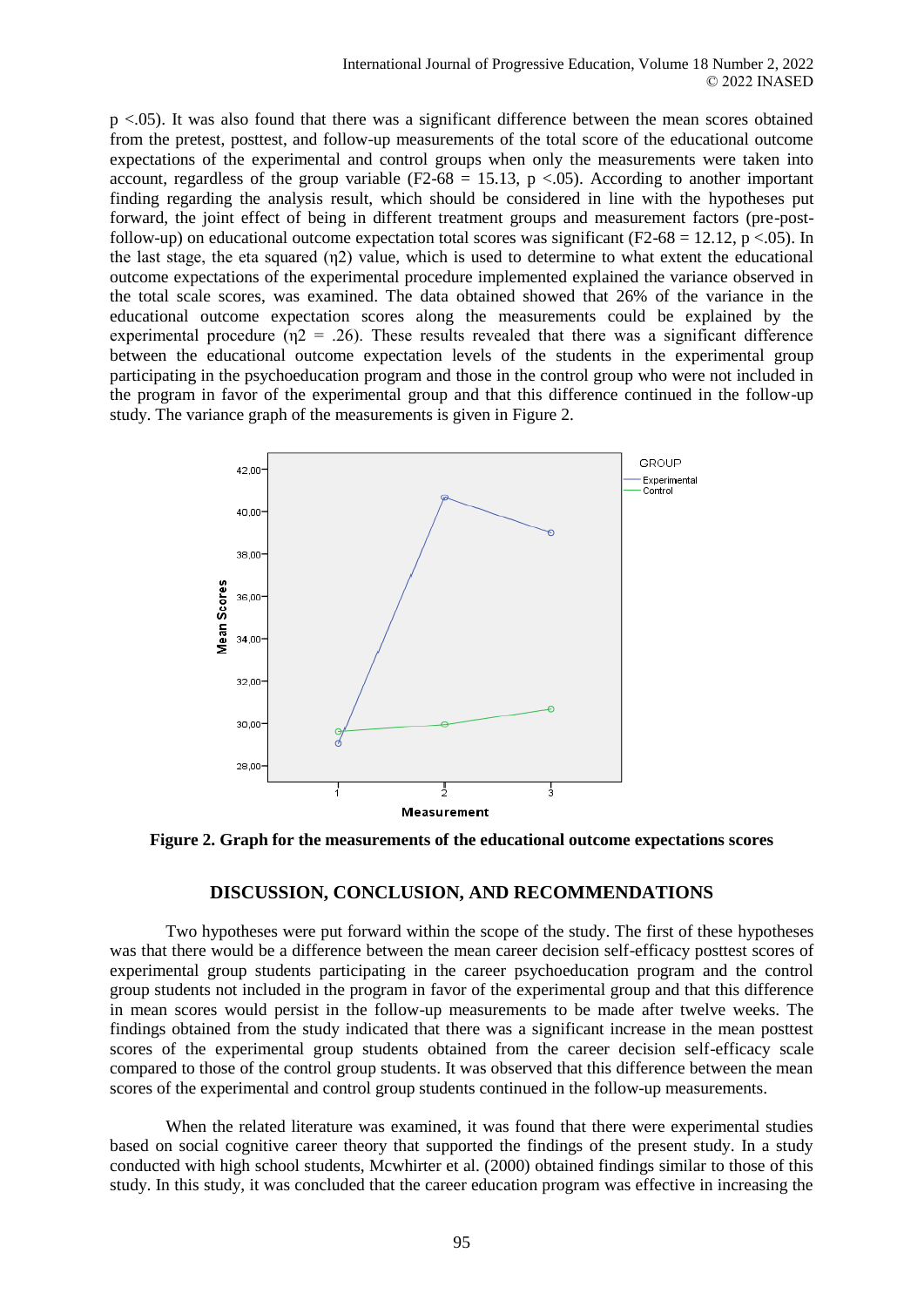p <.05). It was also found that there was a significant difference between the mean scores obtained from the pretest, posttest, and follow-up measurements of the total score of the educational outcome expectations of the experimental and control groups when only the measurements were taken into account, regardless of the group variable ($F_{2\text{-}68} = 15.13$, $p < .05$). According to another important finding regarding the analysis result, which should be considered in line with the hypotheses put forward, the joint effect of being in different treatment groups and measurement factors (pre-post-follow-up) on educational outcome expectation total scores was significant ($F_{2\text{-}68} = 12.12$, $p < .05$). In the last stage, the eta squared ($\eta^2$) value, which is used to determine to what extent the educational outcome expectations of the experimental procedure implemented explained the variance observed in the total scale scores, was examined. The data obtained showed that 26% of the variance in the educational outcome expectation scores along the measurements could be explained by the experimental procedure ($\eta^2 = .26$). These results revealed that there was a significant difference between the educational outcome expectation levels of the students in the experimental group participating in the psychoeducation program and those in the control group who were not included in the program in favor of the experimental group and that this difference continued in the follow-up study. The variance graph of the measurements is given in Figure 2.

**Figure 2. Graph for the measurements of the educational outcome expectations scores**

## DISCUSSION, CONCLUSION, AND RECOMMENDATIONS

Two hypotheses were put forward within the scope of the study. The first of these hypotheses was that there would be a difference between the mean career decision self-efficacy posttest scores of experimental group students participating in the career psychoeducation program and the control group students not included in the program in favor of the experimental group and that this difference in mean scores would persist in the follow-up measurements to be made after twelve weeks. The findings obtained from the study indicated that there was a significant increase in the mean posttest scores of the experimental group students obtained from the career decision self-efficacy scale compared to those of the control group students. It was observed that this difference between the mean scores of the experimental and control group students continued in the follow-up measurements.

When the related literature was examined, it was found that there were experimental studies based on social cognitive career theory that supported the findings of the present study. In a study conducted with high school students, Mcwhirter et al. (2000) obtained findings similar to those of this study. In this study, it was concluded that the career education program was effective in increasing the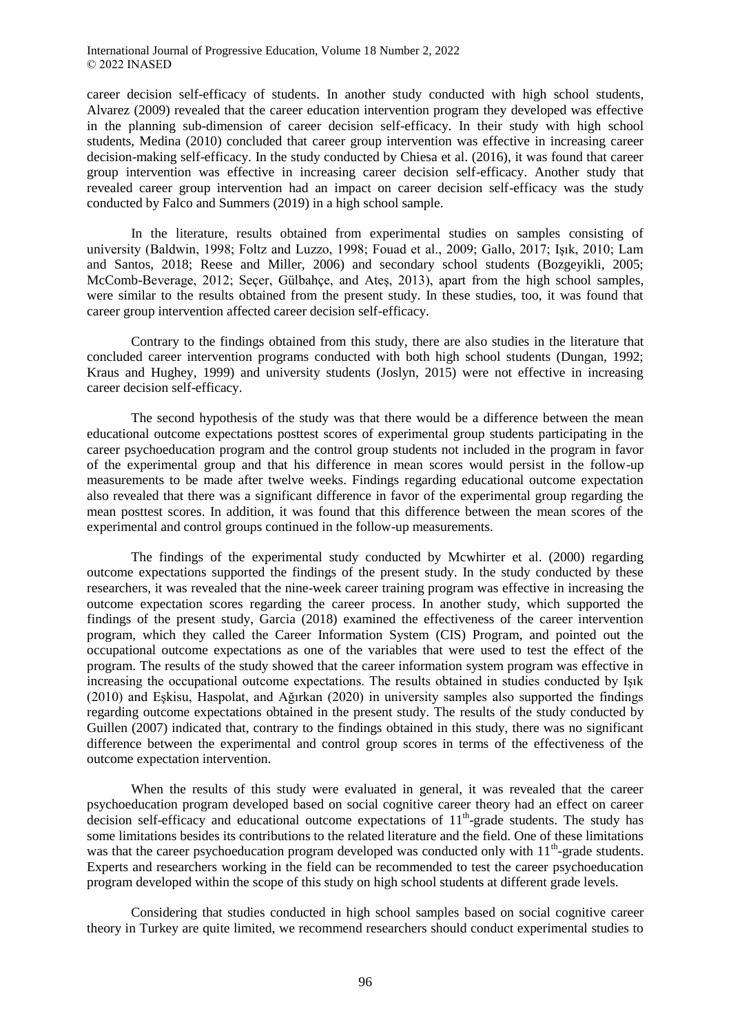career decision self-efficacy of students. In another study conducted with high school students, Alvarez (2009) revealed that the career education intervention program they developed was effective in the planning sub-dimension of career decision self-efficacy. In their study with high school students, Medina (2010) concluded that career group intervention was effective in increasing career decision-making self-efficacy. In the study conducted by Chiesa et al. (2016), it was found that career group intervention was effective in increasing career decision self-efficacy. Another study that revealed career group intervention had an impact on career decision self-efficacy was the study conducted by Falco and Summers (2019) in a high school sample.

In the literature, results obtained from experimental studies on samples consisting of university (Baldwin, 1998; Foltz and Luzzo, 1998; Fouad et al., 2009; Gallo, 2017; Işık, 2010; Lam and Santos, 2018; Reese and Miller, 2006) and secondary school students (Bozgeyikli, 2005; McComb-Beverage, 2012; Seçer, Gülbahçe, and Ateş, 2013), apart from the high school samples, were similar to the results obtained from the present study. In these studies, too, it was found that career group intervention affected career decision self-efficacy.

Contrary to the findings obtained from this study, there are also studies in the literature that concluded career intervention programs conducted with both high school students (Dungan, 1992; Kraus and Hughey, 1999) and university students (Joslyn, 2015) were not effective in increasing career decision self-efficacy.

The second hypothesis of the study was that there would be a difference between the mean educational outcome expectations posttest scores of experimental group students participating in the career psychoeducation program and the control group students not included in the program in favor of the experimental group and that his difference in mean scores would persist in the follow-up measurements to be made after twelve weeks. Findings regarding educational outcome expectation also revealed that there was a significant difference in favor of the experimental group regarding the mean posttest scores. In addition, it was found that this difference between the mean scores of the experimental and control groups continued in the follow-up measurements.

The findings of the experimental study conducted by Mcwhirter et al. (2000) regarding outcome expectations supported the findings of the present study. In the study conducted by these researchers, it was revealed that the nine-week career training program was effective in increasing the outcome expectation scores regarding the career process. In another study, which supported the findings of the present study, Garcia (2018) examined the effectiveness of the career intervention program, which they called the Career Information System (CIS) Program, and pointed out the occupational outcome expectations as one of the variables that were used to test the effect of the program. The results of the study showed that the career information system program was effective in increasing the occupational outcome expectations. The results obtained in studies conducted by Işık (2010) and Eşkisu, Haspolat, and Ağırkan (2020) in university samples also supported the findings regarding outcome expectations obtained in the present study. The results of the study conducted by Guillen (2007) indicated that, contrary to the findings obtained in this study, there was no significant difference between the experimental and control group scores in terms of the effectiveness of the outcome expectation intervention.

When the results of this study were evaluated in general, it was revealed that the career psychoeducation program developed based on social cognitive career theory had an effect on career decision self-efficacy and educational outcome expectations of 11th-grade students. The study has some limitations besides its contributions to the related literature and the field. One of these limitations was that the career psychoeducation program developed was conducted only with 11th-grade students. Experts and researchers working in the field can be recommended to test the career psychoeducation program developed within the scope of this study on high school students at different grade levels.

Considering that studies conducted in high school samples based on social cognitive career theory in Turkey are quite limited, we recommend researchers should conduct experimental studies to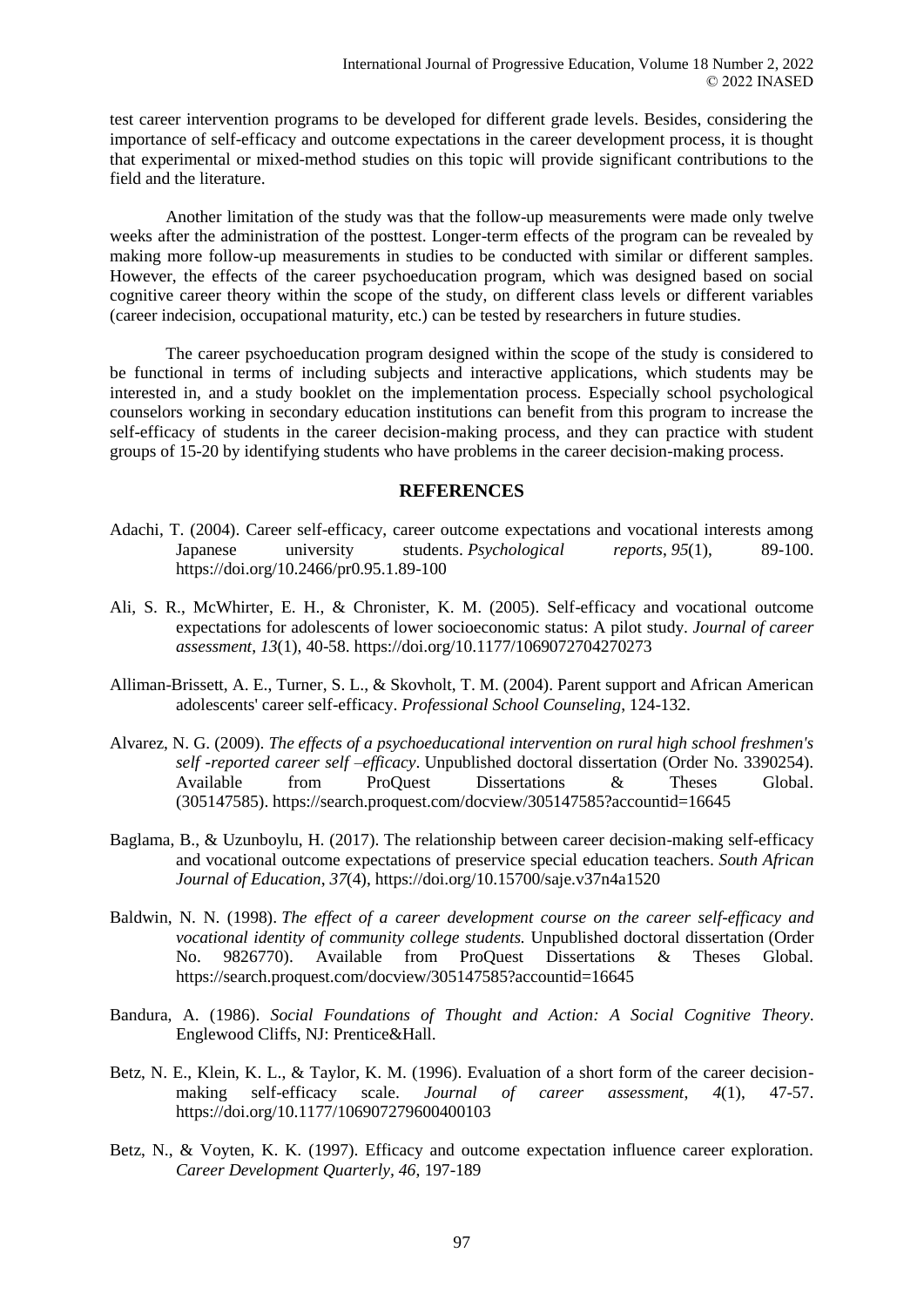test career intervention programs to be developed for different grade levels. Besides, considering the importance of self-efficacy and outcome expectations in the career development process, it is thought that experimental or mixed-method studies on this topic will provide significant contributions to the field and the literature.

Another limitation of the study was that the follow-up measurements were made only twelve weeks after the administration of the posttest. Longer-term effects of the program can be revealed by making more follow-up measurements in studies to be conducted with similar or different samples. However, the effects of the career psychoeducation program, which was designed based on social cognitive career theory within the scope of the study, on different class levels or different variables (career indecision, occupational maturity, etc.) can be tested by researchers in future studies.

The career psychoeducation program designed within the scope of the study is considered to be functional in terms of including subjects and interactive applications, which students may be interested in, and a study booklet on the implementation process. Especially school psychological counselors working in secondary education institutions can benefit from this program to increase the self-efficacy of students in the career decision-making process, and they can practice with student groups of 15-20 by identifying students who have problems in the career decision-making process.

## REFERENCES

Adachi, T. (2004). Career self-efficacy, career outcome expectations and vocational interests among Japanese university students. *Psychological reports*, *95*(1), 89-100. https://doi.org/10.2466/pr0.95.1.89-100

Ali, S. R., McWhirter, E. H., & Chronister, K. M. (2005). Self-efficacy and vocational outcome expectations for adolescents of lower socioeconomic status: A pilot study. *Journal of career assessment*, *13*(1), 40-58. https://doi.org/10.1177/1069072704270273

Alliman-Brissett, A. E., Turner, S. L., & Skovholt, T. M. (2004). Parent support and African American adolescents' career self-efficacy. *Professional School Counseling*, 124-132.

Alvarez, N. G. (2009). *The effects of a psychoeducational intervention on rural high school freshmen's self -reported career self –efficacy*. Unpublished doctoral dissertation (Order No. 3390254). Available from ProQuest Dissertations & Theses Global. (305147585). https://search.proquest.com/docview/305147585?accountid=16645

Baglama, B., & Uzunboylu, H. (2017). The relationship between career decision-making self-efficacy and vocational outcome expectations of preservice special education teachers. *South African Journal of Education*, *37*(4), https://doi.org/10.15700/saje.v37n4a1520

Baldwin, N. N. (1998). *The effect of a career development course on the career self-efficacy and vocational identity of community college students.* Unpublished doctoral dissertation (Order No. 9826770). Available from ProQuest Dissertations & Theses Global. https://search.proquest.com/docview/305147585?accountid=16645

Bandura, A. (1986). *Social Foundations of Thought and Action: A Social Cognitive Theory*. Englewood Cliffs, NJ: Prentice&Hall.

Betz, N. E., Klein, K. L., & Taylor, K. M. (1996). Evaluation of a short form of the career decision-making self-efficacy scale. *Journal of career assessment*, *4*(1), 47-57. https://doi.org/10.1177/106907279600400103

Betz, N., & Voyten, K. K. (1997). Efficacy and outcome expectation influence career exploration. *Career Development Quarterly*, *46*, 197-189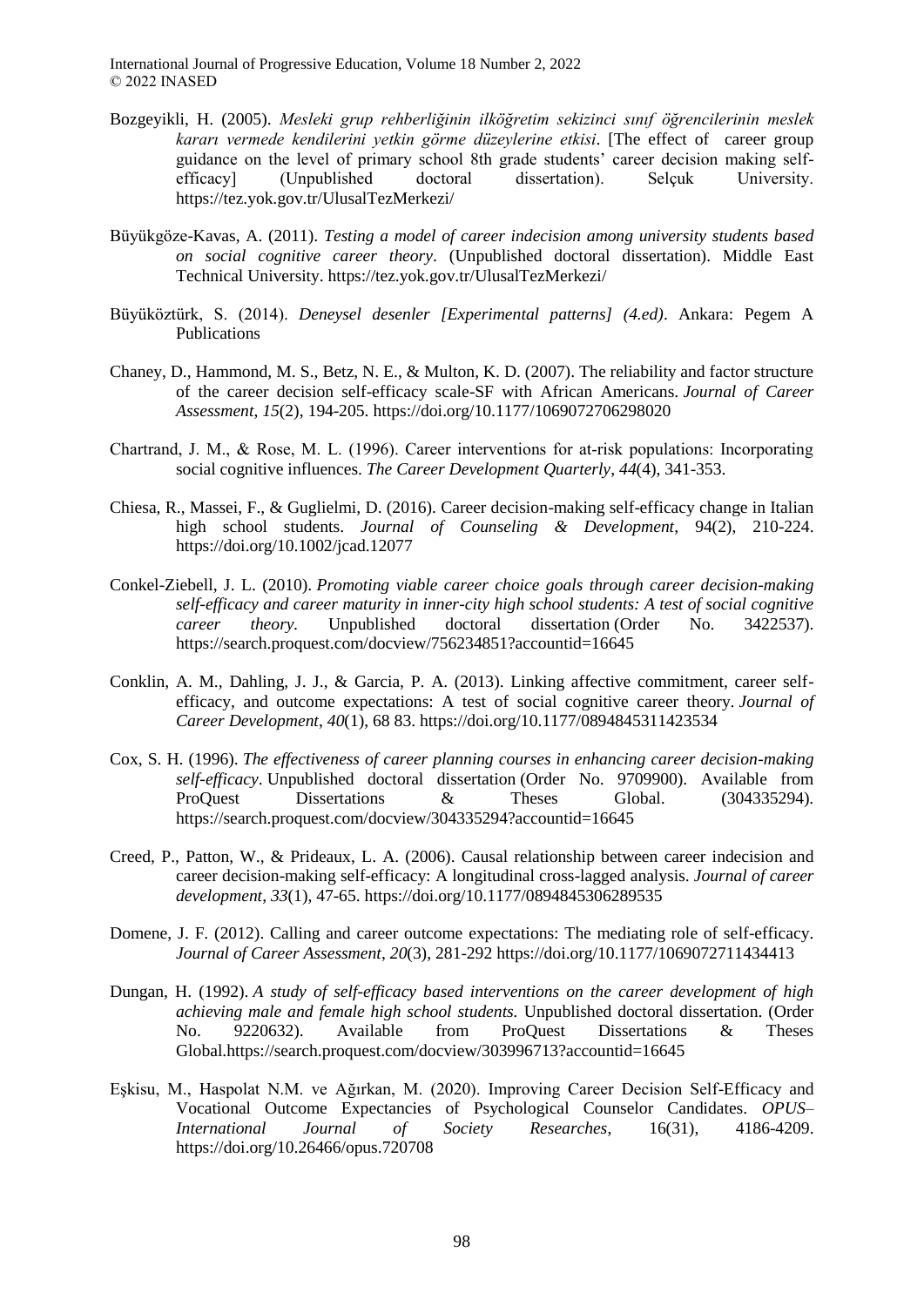Bozgeyikli, H. (2005). *Mesleki grup rehberliğinin ilköğretim sekizinci sınıf öğrencilerinin meslek kararı vermede kendilerini yetkin görme düzeylerine etkisi*. [The effect of career group guidance on the level of primary school 8th grade students' career decision making self-efficacy] (Unpublished doctoral dissertation). Selçuk University. https://tez.yok.gov.tr/UlusalTezMerkezi/

Büyükgöze-Kavas, A. (2011). *Testing a model of career indecision among university students based on social cognitive career theory*. (Unpublished doctoral dissertation). Middle East Technical University. https://tez.yok.gov.tr/UlusalTezMerkezi/

Büyüköztürk, S. (2014). *Deneysel desenler [Experimental patterns] (4.ed)*. Ankara: Pegem A Publications

Chaney, D., Hammond, M. S., Betz, N. E., & Multon, K. D. (2007). The reliability and factor structure of the career decision self-efficacy scale-SF with African Americans. *Journal of Career Assessment*, *15*(2), 194-205. https://doi.org/10.1177/1069072706298020

Chartrand, J. M., & Rose, M. L. (1996). Career interventions for at-risk populations: Incorporating social cognitive influences. *The Career Development Quarterly*, *44*(4), 341-353.

Chiesa, R., Massei, F., & Guglielmi, D. (2016). Career decision-making self-efficacy change in Italian high school students. *Journal of Counseling & Development*, 94(2), 210-224. https://doi.org/10.1002/jcad.12077

Conkel-Ziebell, J. L. (2010). *Promoting viable career choice goals through career decision-making self-efficacy and career maturity in inner-city high school students: A test of social cognitive career theory*. Unpublished doctoral dissertation (Order No. 3422537). https://search.proquest.com/docview/756234851?accountid=16645

Conklin, A. M., Dahling, J. J., & Garcia, P. A. (2013). Linking affective commitment, career self-efficacy, and outcome expectations: A test of social cognitive career theory. *Journal of Career Development*, *40*(1), 68 83. https://doi.org/10.1177/0894845311423534

Cox, S. H. (1996). *The effectiveness of career planning courses in enhancing career decision-making self-efficacy*. Unpublished doctoral dissertation (Order No. 9709900). Available from ProQuest Dissertations & Theses Global. (304335294). https://search.proquest.com/docview/304335294?accountid=16645

Creed, P., Patton, W., & Prideaux, L. A. (2006). Causal relationship between career indecision and career decision-making self-efficacy: A longitudinal cross-lagged analysis. *Journal of career development*, *33*(1), 47-65. https://doi.org/10.1177/0894845306289535

Domene, J. F. (2012). Calling and career outcome expectations: The mediating role of self-efficacy. *Journal of Career Assessment*, *20*(3), 281-292 https://doi.org/10.1177/1069072711434413

Dungan, H. (1992). *A study of self-efficacy based interventions on the career development of high achieving male and female high school students.* Unpublished doctoral dissertation. (Order No. 9220632). Available from ProQuest Dissertations & Theses Global.https://search.proquest.com/docview/303996713?accountid=16645

Eşkisu, M., Haspolat N.M. ve Ağırkan, M. (2020). Improving Career Decision Self-Efficacy and Vocational Outcome Expectancies of Psychological Counselor Candidates. *OPUS– International Journal of Society Researches*, 16(31), 4186-4209. https://doi.org/10.26466/opus.720708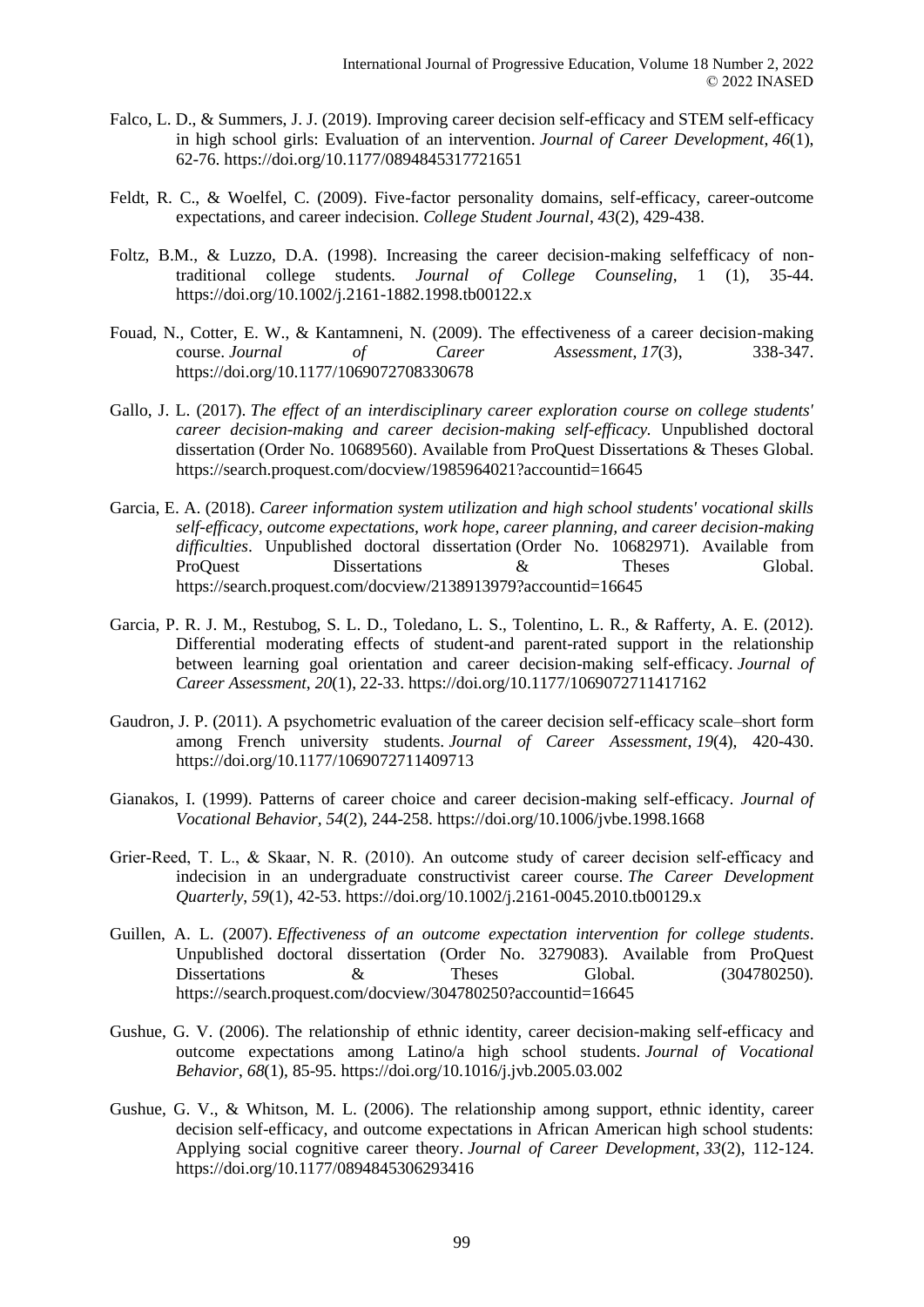Falco, L. D., & Summers, J. J. (2019). Improving career decision self-efficacy and STEM self-efficacy in high school girls: Evaluation of an intervention. *Journal of Career Development*, *46*(1), 62-76. https://doi.org/10.1177/0894845317721651

Feldt, R. C., & Woelfel, C. (2009). Five-factor personality domains, self-efficacy, career-outcome expectations, and career indecision. *College Student Journal*, *43*(2), 429-438.

Foltz, B.M., & Luzzo, D.A. (1998). Increasing the career decision-making selfefficacy of non-traditional college students. *Journal of College Counseling*, 1 (1), 35-44. https://doi.org/10.1002/j.2161-1882.1998.tb00122.x

Fouad, N., Cotter, E. W., & Kantamneni, N. (2009). The effectiveness of a career decision-making course. *Journal of Career Assessment*, *17*(3), 338-347. https://doi.org/10.1177/1069072708330678

Gallo, J. L. (2017). *The effect of an interdisciplinary career exploration course on college students' career decision-making and career decision-making self-efficacy.* Unpublished doctoral dissertation (Order No. 10689560). Available from ProQuest Dissertations & Theses Global. https://search.proquest.com/docview/1985964021?accountid=16645

Garcia, E. A. (2018). *Career information system utilization and high school students' vocational skills self-efficacy, outcome expectations, work hope, career planning, and career decision-making difficulties*. Unpublished doctoral dissertation (Order No. 10682971). Available from ProQuest Dissertations & Theses Global. https://search.proquest.com/docview/2138913979?accountid=16645

Garcia, P. R. J. M., Restubog, S. L. D., Toledano, L. S., Tolentino, L. R., & Rafferty, A. E. (2012). Differential moderating effects of student-and parent-rated support in the relationship between learning goal orientation and career decision-making self-efficacy. *Journal of Career Assessment*, *20*(1), 22-33. https://doi.org/10.1177/1069072711417162

Gaudron, J. P. (2011). A psychometric evaluation of the career decision self-efficacy scale–short form among French university students. *Journal of Career Assessment*, *19*(4), 420-430. https://doi.org/10.1177/1069072711409713

Gianakos, I. (1999). Patterns of career choice and career decision-making self-efficacy. *Journal of Vocational Behavior*, *54*(2), 244-258. https://doi.org/10.1006/jvbe.1998.1668

Grier-Reed, T. L., & Skaar, N. R. (2010). An outcome study of career decision self-efficacy and indecision in an undergraduate constructivist career course. *The Career Development Quarterly*, *59*(1), 42-53. https://doi.org/10.1002/j.2161-0045.2010.tb00129.x

Guillen, A. L. (2007). *Effectiveness of an outcome expectation intervention for college students*. Unpublished doctoral dissertation (Order No. 3279083). Available from ProQuest Dissertations & Theses Global. (304780250). https://search.proquest.com/docview/304780250?accountid=16645

Gushue, G. V. (2006). The relationship of ethnic identity, career decision-making self-efficacy and outcome expectations among Latino/a high school students. *Journal of Vocational Behavior*, *68*(1), 85-95. https://doi.org/10.1016/j.jvb.2005.03.002

Gushue, G. V., & Whitson, M. L. (2006). The relationship among support, ethnic identity, career decision self-efficacy, and outcome expectations in African American high school students: Applying social cognitive career theory. *Journal of Career Development*, *33*(2), 112-124. https://doi.org/10.1177/0894845306293416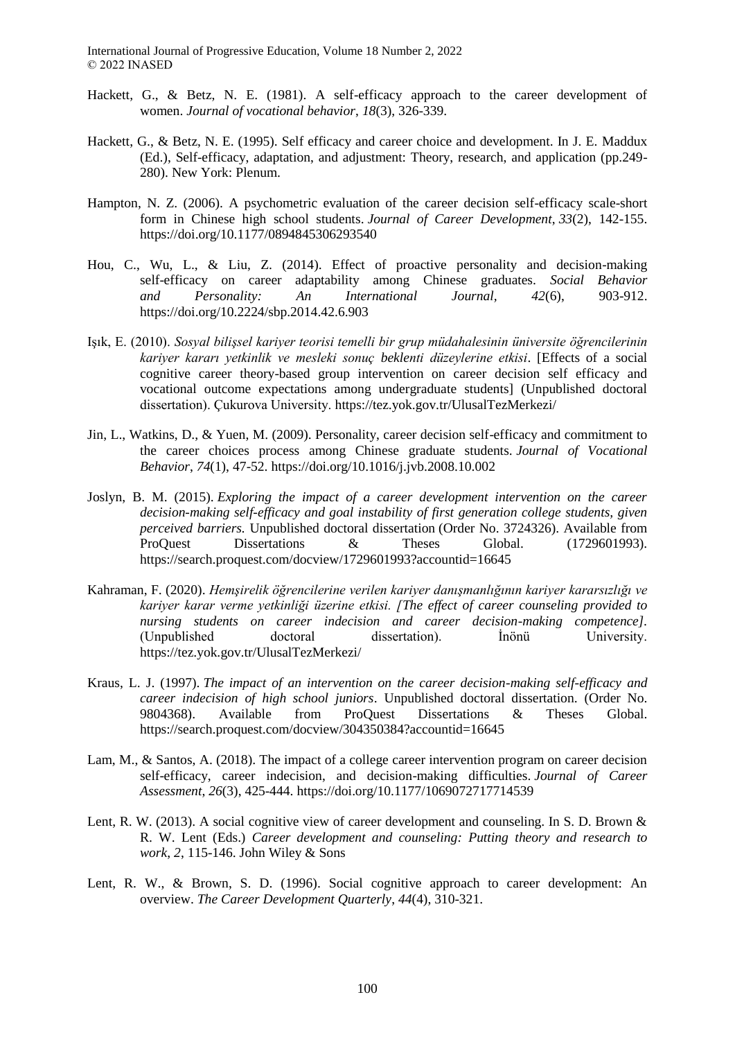Hackett, G., & Betz, N. E. (1981). A self-efficacy approach to the career development of women. *Journal of vocational behavior*, *18*(3), 326-339.

Hackett, G., & Betz, N. E. (1995). Self efficacy and career choice and development. In J. E. Maddux (Ed.), Self-efficacy, adaptation, and adjustment: Theory, research, and application (pp.249-280). New York: Plenum.

Hampton, N. Z. (2006). A psychometric evaluation of the career decision self-efficacy scale-short form in Chinese high school students. *Journal of Career Development*, *33*(2), 142-155. https://doi.org/10.1177/0894845306293540

Hou, C., Wu, L., & Liu, Z. (2014). Effect of proactive personality and decision-making self-efficacy on career adaptability among Chinese graduates. *Social Behavior and Personality: An International Journal*, *42*(6), 903-912. https://doi.org/10.2224/sbp.2014.42.6.903

Işık, E. (2010). *Sosyal bilişsel kariyer teorisi temelli bir grup müdahalesinin üniversite öğrencilerinin kariyer kararı yetkinlik ve mesleki sonuç beklenti düzeylerine etkisi*. [Effects of a social cognitive career theory-based group intervention on career decision self efficacy and vocational outcome expectations among undergraduate students] (Unpublished doctoral dissertation). Çukurova University. https://tez.yok.gov.tr/UlusalTezMerkezi/

Jin, L., Watkins, D., & Yuen, M. (2009). Personality, career decision self-efficacy and commitment to the career choices process among Chinese graduate students. *Journal of Vocational Behavior*, *74*(1), 47-52. https://doi.org/10.1016/j.jvb.2008.10.002

Joslyn, B. M. (2015). *Exploring the impact of a career development intervention on the career decision-making self-efficacy and goal instability of first generation college students, given perceived barriers.* Unpublished doctoral dissertation (Order No. 3724326). Available from ProQuest Dissertations & Theses Global. (1729601993). https://search.proquest.com/docview/1729601993?accountid=16645

Kahraman, F. (2020). *Hemşirelik öğrencilerine verilen kariyer danışmanlığının kariyer kararsızlığı ve kariyer karar verme yetkinliği üzerine etkisi. [The effect of career counseling provided to nursing students on career indecision and career decision-making competence]*. (Unpublished doctoral dissertation). İnönü University. https://tez.yok.gov.tr/UlusalTezMerkezi/

Kraus, L. J. (1997). *The impact of an intervention on the career decision-making self-efficacy and career indecision of high school juniors*. Unpublished doctoral dissertation. (Order No. 9804368). Available from ProQuest Dissertations & Theses Global. https://search.proquest.com/docview/304350384?accountid=16645

Lam, M., & Santos, A. (2018). The impact of a college career intervention program on career decision self-efficacy, career indecision, and decision-making difficulties. *Journal of Career Assessment*, *26*(3), 425-444. https://doi.org/10.1177/1069072717714539

Lent, R. W. (2013). A social cognitive view of career development and counseling. In S. D. Brown & R. W. Lent (Eds.) *Career development and counseling: Putting theory and research to work*, *2*, 115-146. John Wiley & Sons

Lent, R. W., & Brown, S. D. (1996). Social cognitive approach to career development: An overview. *The Career Development Quarterly*, *44*(4), 310-321.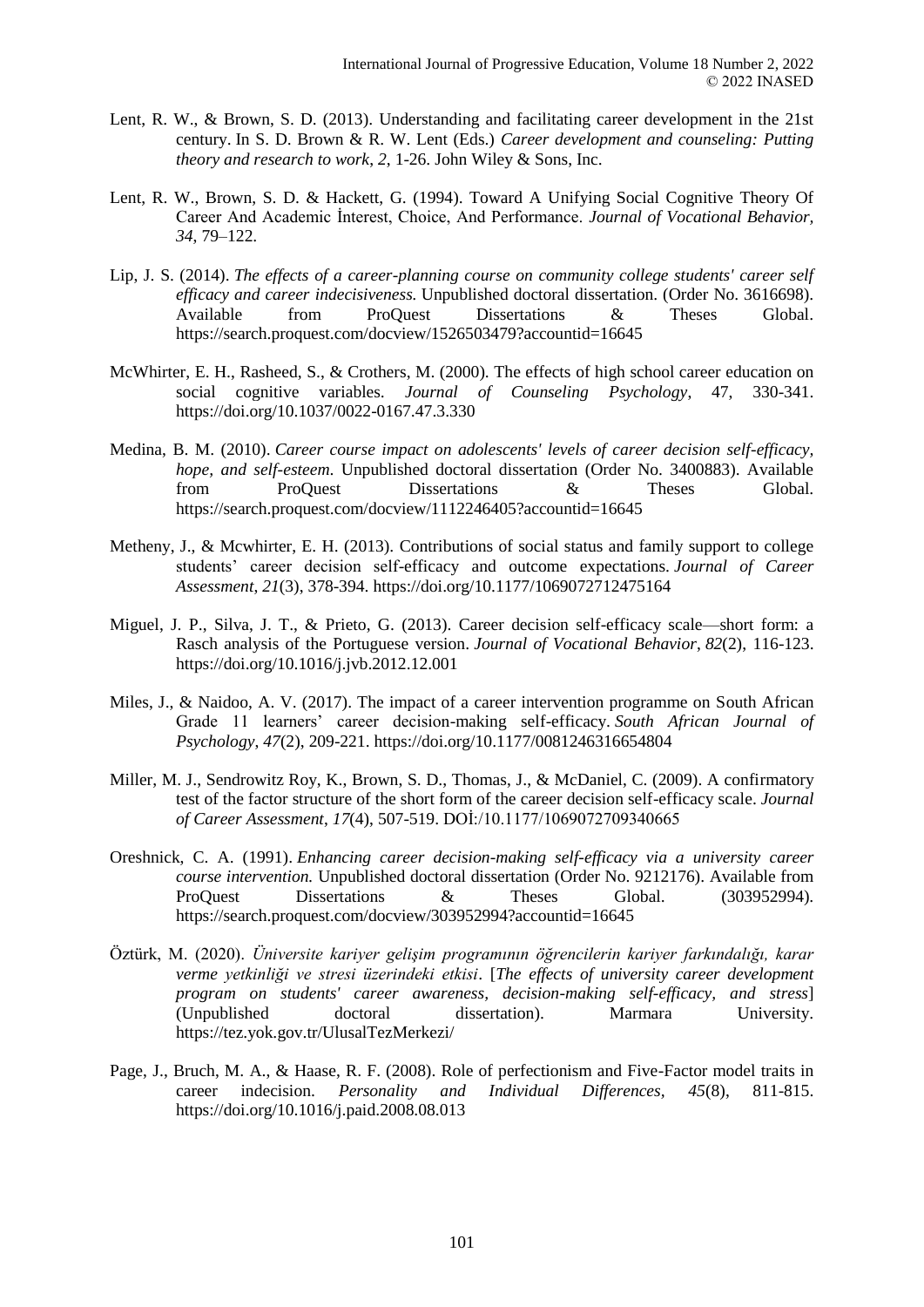Lent, R. W., & Brown, S. D. (2013). Understanding and facilitating career development in the 21st century. In S. D. Brown & R. W. Lent (Eds.) *Career development and counseling: Putting theory and research to work*, *2*, 1-26. John Wiley & Sons, Inc.

Lent, R. W., Brown, S. D. & Hackett, G. (1994). Toward A Unifying Social Cognitive Theory Of Career And Academic İnterest, Choice, And Performance. *Journal of Vocational Behavior, 34*, 79–122.

Lip, J. S. (2014). *The effects of a career-planning course on community college students' career self efficacy and career indecisiveness.* Unpublished doctoral dissertation. (Order No. 3616698). Available from ProQuest Dissertations & Theses Global. https://search.proquest.com/docview/1526503479?accountid=16645

McWhirter, E. H., Rasheed, S., & Crothers, M. (2000). The effects of high school career education on social cognitive variables. *Journal of Counseling Psychology*, 47, 330-341. https://doi.org/10.1037/0022-0167.47.3.330

Medina, B. M. (2010). *Career course impact on adolescents' levels of career decision self-efficacy, hope, and self-esteem*. Unpublished doctoral dissertation (Order No. 3400883). Available from ProQuest Dissertations & Theses Global. https://search.proquest.com/docview/1112246405?accountid=16645

Metheny, J., & Mcwhirter, E. H. (2013). Contributions of social status and family support to college students' career decision self-efficacy and outcome expectations. *Journal of Career Assessment*, *21*(3), 378-394. https://doi.org/10.1177/1069072712475164

Miguel, J. P., Silva, J. T., & Prieto, G. (2013). Career decision self-efficacy scale—short form: a Rasch analysis of the Portuguese version. *Journal of Vocational Behavior*, *82*(2), 116-123. https://doi.org/10.1016/j.jvb.2012.12.001

Miles, J., & Naidoo, A. V. (2017). The impact of a career intervention programme on South African Grade 11 learners' career decision-making self-efficacy. *South African Journal of Psychology*, *47*(2), 209-221. https://doi.org/10.1177/0081246316654804

Miller, M. J., Sendrowitz Roy, K., Brown, S. D., Thomas, J., & McDaniel, C. (2009). A confirmatory test of the factor structure of the short form of the career decision self-efficacy scale. *Journal of Career Assessment*, *17*(4), 507-519. DOİ:/10.1177/1069072709340665

Oreshnick, C. A. (1991). *Enhancing career decision-making self-efficacy via a university career course intervention.* Unpublished doctoral dissertation (Order No. 9212176). Available from ProQuest Dissertations & Theses Global. (303952994). https://search.proquest.com/docview/303952994?accountid=16645

Öztürk, M. (2020). *Üniversite kariyer gelişim programının öğrencilerin kariyer farkındalığı, karar verme yetkinliği ve stresi üzerindeki etkisi*. [*The effects of university career development program on students' career awareness, decision-making self-efficacy, and stress*] (Unpublished doctoral dissertation). Marmara University. https://tez.yok.gov.tr/UlusalTezMerkezi/

Page, J., Bruch, M. A., & Haase, R. F. (2008). Role of perfectionism and Five-Factor model traits in career indecision. *Personality and Individual Differences, 45*(8), 811-815. https://doi.org/10.1016/j.paid.2008.08.013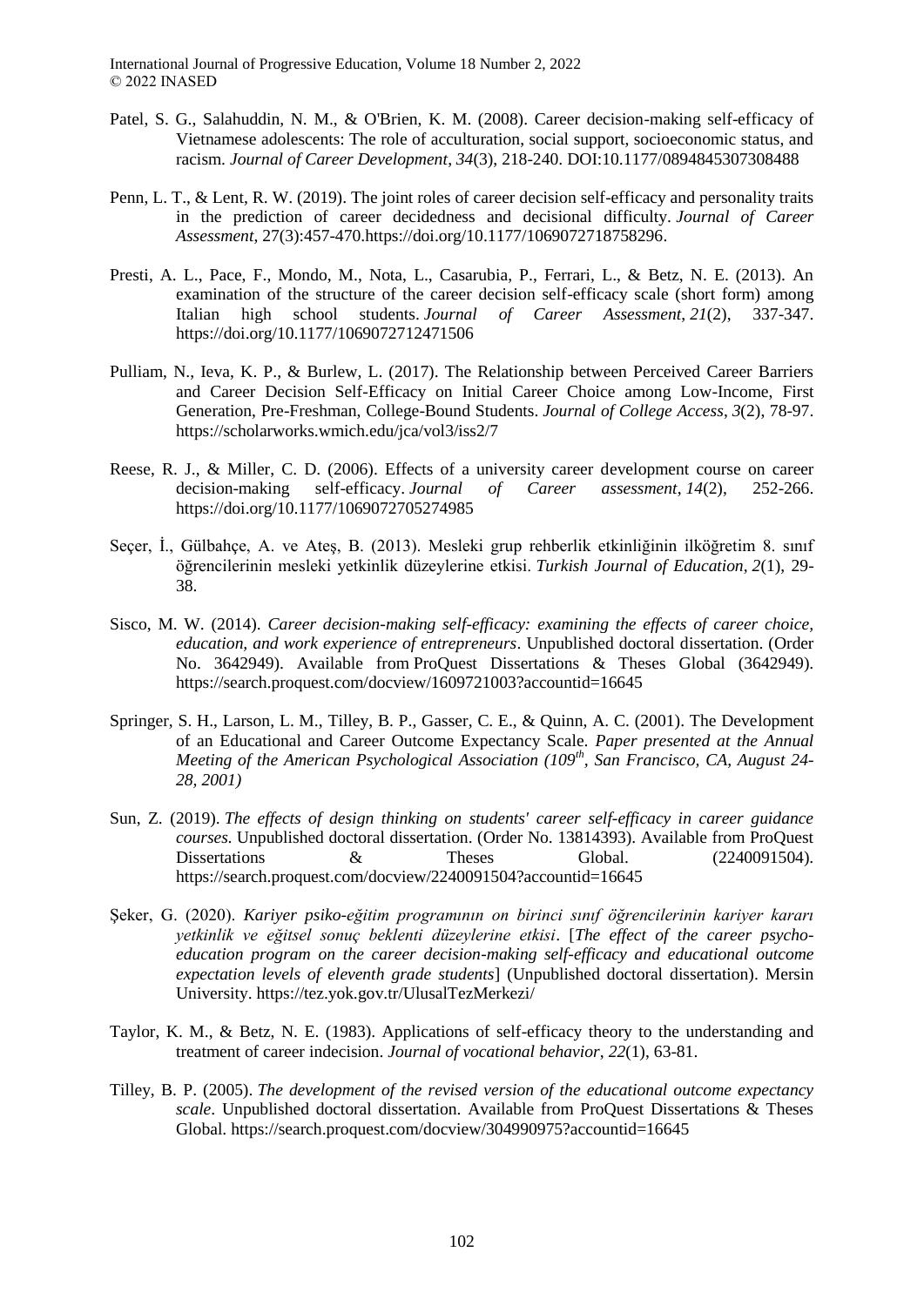Patel, S. G., Salahuddin, N. M., & O'Brien, K. M. (2008). Career decision-making self-efficacy of Vietnamese adolescents: The role of acculturation, social support, socioeconomic status, and racism. *Journal of Career Development*, *34*(3), 218-240. DOI:10.1177/0894845307308488

Penn, L. T., & Lent, R. W. (2019). The joint roles of career decision self-efficacy and personality traits in the prediction of career decidedness and decisional difficulty. *Journal of Career Assessment*, 27(3):457-470.https://doi.org/10.1177/1069072718758296.

Presti, A. L., Pace, F., Mondo, M., Nota, L., Casarubia, P., Ferrari, L., & Betz, N. E. (2013). An examination of the structure of the career decision self-efficacy scale (short form) among Italian high school students. *Journal of Career Assessment*, *21*(2), 337-347. https://doi.org/10.1177/1069072712471506

Pulliam, N., Ieva, K. P., & Burlew, L. (2017). The Relationship between Perceived Career Barriers and Career Decision Self-Efficacy on Initial Career Choice among Low-Income, First Generation, Pre-Freshman, College-Bound Students. *Journal of College Access*, *3*(2), 78-97. https://scholarworks.wmich.edu/jca/vol3/iss2/7

Reese, R. J., & Miller, C. D. (2006). Effects of a university career development course on career decision-making self-efficacy. *Journal of Career assessment*, *14*(2), 252-266. https://doi.org/10.1177/1069072705274985

Seçer, İ., Gülbahçe, A. ve Ateş, B. (2013). Mesleki grup rehberlik etkinliğinin ilköğretim 8. sınıf öğrencilerinin mesleki yetkinlik düzeylerine etkisi. *Turkish Journal of Education*, *2*(1), 29-38.

Sisco, M. W. (2014). *Career decision-making self-efficacy: examining the effects of career choice, education, and work experience of entrepreneurs*. Unpublished doctoral dissertation. (Order No. 3642949). Available from ProQuest Dissertations & Theses Global (3642949). https://search.proquest.com/docview/1609721003?accountid=16645

Springer, S. H., Larson, L. M., Tilley, B. P., Gasser, C. E., & Quinn, A. C. (2001). The Development of an Educational and Career Outcome Expectancy Scale. *Paper presented at the Annual Meeting of the American Psychological Association (109th, San Francisco, CA, August 24-28, 2001)*

Sun, Z. (2019). *The effects of design thinking on students' career self-efficacy in career guidance courses.* Unpublished doctoral dissertation. (Order No. 13814393). Available from ProQuest Dissertations & Theses Global. (2240091504). https://search.proquest.com/docview/2240091504?accountid=16645

Şeker, G. (2020). *Kariyer psiko-eğitim programının on birinci sınıf öğrencilerinin kariyer kararı yetkinlik ve eğitsel sonuç beklenti düzeylerine etkisi*. [*The effect of the career psycho-education program on the career decision-making self-efficacy and educational outcome expectation levels of eleventh grade students*] (Unpublished doctoral dissertation). Mersin University. https://tez.yok.gov.tr/UlusalTezMerkezi/

Taylor, K. M., & Betz, N. E. (1983). Applications of self-efficacy theory to the understanding and treatment of career indecision. *Journal of vocational behavior*, *22*(1), 63-81.

Tilley, B. P. (2005). *The development of the revised version of the educational outcome expectancy scale*. Unpublished doctoral dissertation. Available from ProQuest Dissertations & Theses Global. https://search.proquest.com/docview/304990975?accountid=16645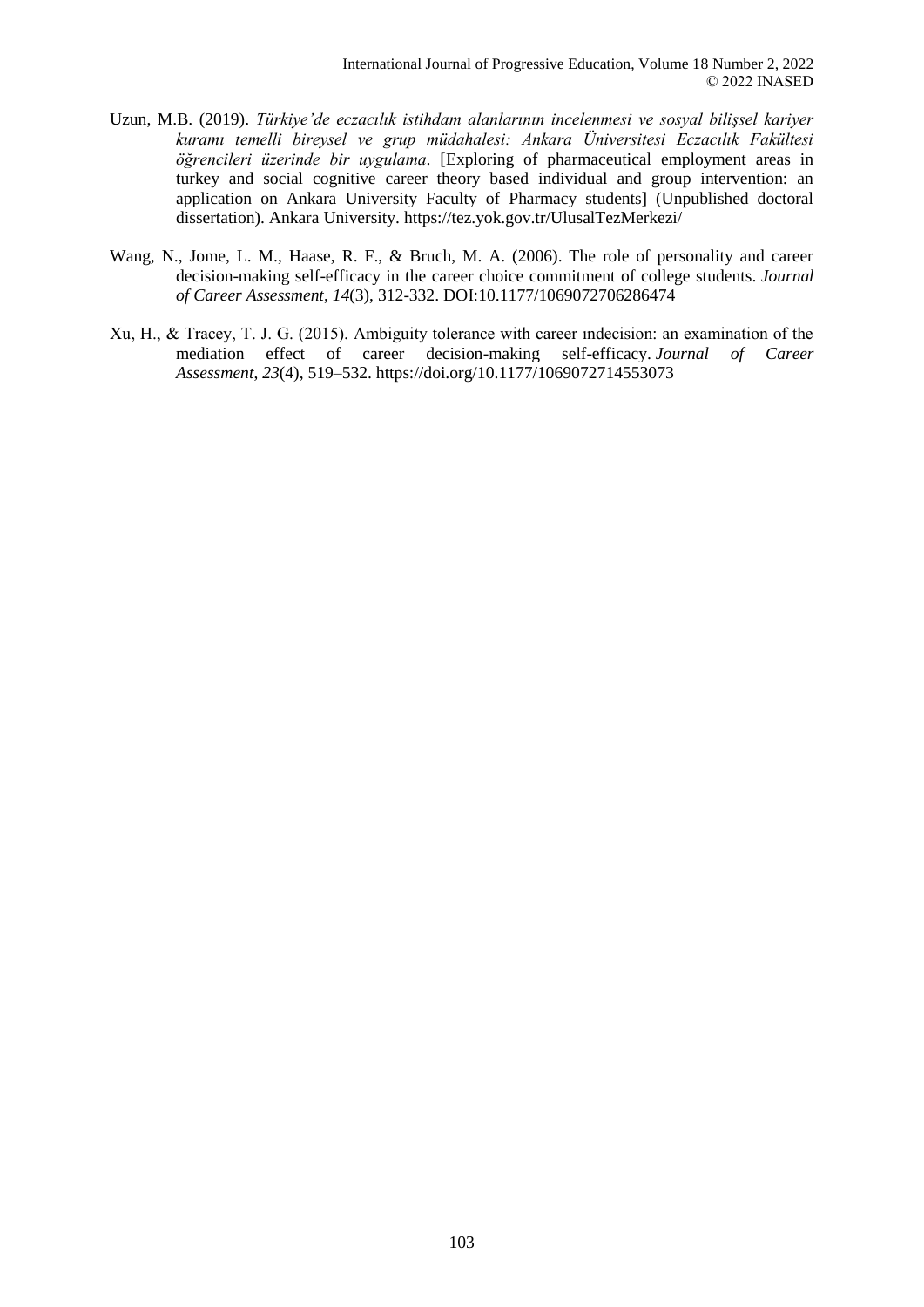Uzun, M.B. (2019). *Türkiye'de eczacılık istihdam alanlarının incelenmesi ve sosyal bilişsel kariyer kuramı temelli bireysel ve grup müdahalesi: Ankara Üniversitesi Eczacılık Fakültesi öğrencileri üzerinde bir uygulama*. [Exploring of pharmaceutical employment areas in turkey and social cognitive career theory based individual and group intervention: an application on Ankara University Faculty of Pharmacy students] (Unpublished doctoral dissertation). Ankara University. https://tez.yok.gov.tr/UlusalTezMerkezi/

Wang, N., Jome, L. M., Haase, R. F., & Bruch, M. A. (2006). The role of personality and career decision-making self-efficacy in the career choice commitment of college students. *Journal of Career Assessment*, *14*(3), 312-332. DOI:10.1177/1069072706286474

Xu, H., & Tracey, T. J. G. (2015). Ambiguity tolerance with career ındecision: an examination of the mediation effect of career decision-making self-efficacy. *Journal of Career Assessment*, *23*(4), 519–532. https://doi.org/10.1177/1069072714553073